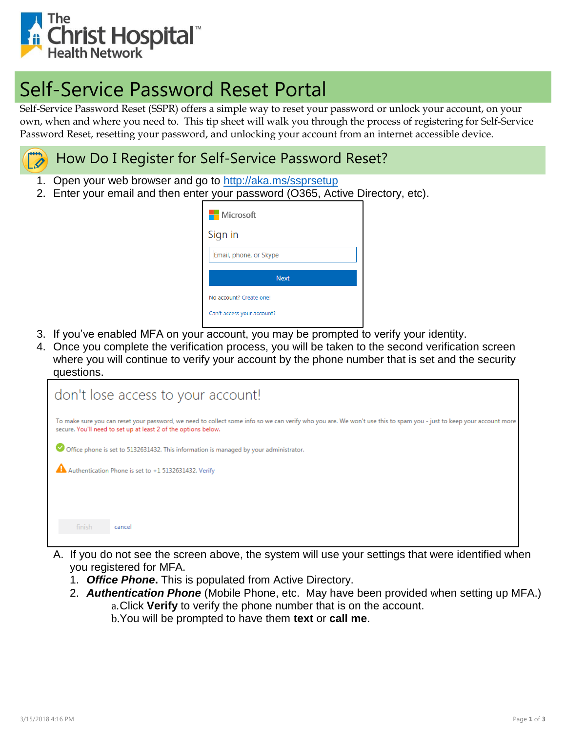The Christ Hospital™ Health Network

# Self-Service Password Reset Portal

Self-Service Password Reset (SSPR) offers a simple way to reset your password or unlock your account, on your own, when and where you need to. This tip sheet will walk you through the process of registering for Self-Service Password Reset, resetting your password, and unlocking your account from an internet accessible device.

## How Do I Register for Self-Service Password Reset?

1. Open your web browser and go to http://aka.ms/ssprsetup
2. Enter your email and then enter your password (O365, Active Directory, etc).

   Microsoft

   Sign in

   Email, phone, or Skype

   Next

   No account? Create one!

   Can't access your account?

3. If you've enabled MFA on your account, you may be prompted to verify your identity.
4. Once you complete the verification process, you will be taken to the second verification screen where you will continue to verify your account by the phone number that is set and the security questions.

   don't lose access to your account!

   To make sure you can reset your password, we need to collect some info so we can verify who you are. We won't use this to spam you - just to keep your account more secure. You'll need to set up at least 2 of the options below.

   Office phone is set to 5132631432. This information is managed by your administrator.

   Authentication Phone is set to +1 5132631432. Verify

   finish cancel

   A. If you do not see the screen above, the system will use your settings that were identified when you registered for MFA.
      1. ***Office Phone.*** This is populated from Active Directory.
      2. ***Authentication Phone*** (Mobile Phone, etc. May have been provided when setting up MFA.)
         a. Click **Verify** to verify the phone number that is on the account.
         b. You will be prompted to have them **text** or **call me**.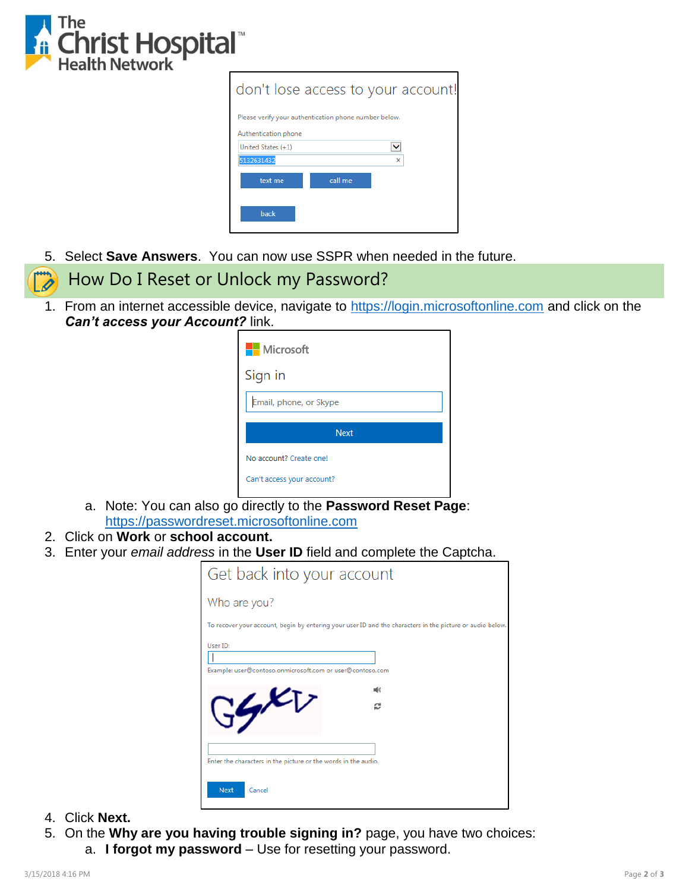5. Select **Save Answers**. You can now use SSPR when needed in the future.

## How Do I Reset or Unlock my Password?

1. From an internet accessible device, navigate to https://login.microsoftonline.com and click on the ***Can't access your Account?*** link.
   a. Note: You can also go directly to the **Password Reset Page**: https://passwordreset.microsoftonline.com
2. Click on **Work** or **school account.**
3. Enter your *email address* in the **User ID** field and complete the Captcha.
4. Click **Next.**
5. On the **Why are you having trouble signing in?** page, you have two choices:
   a. **I forgot my password** – Use for resetting your password.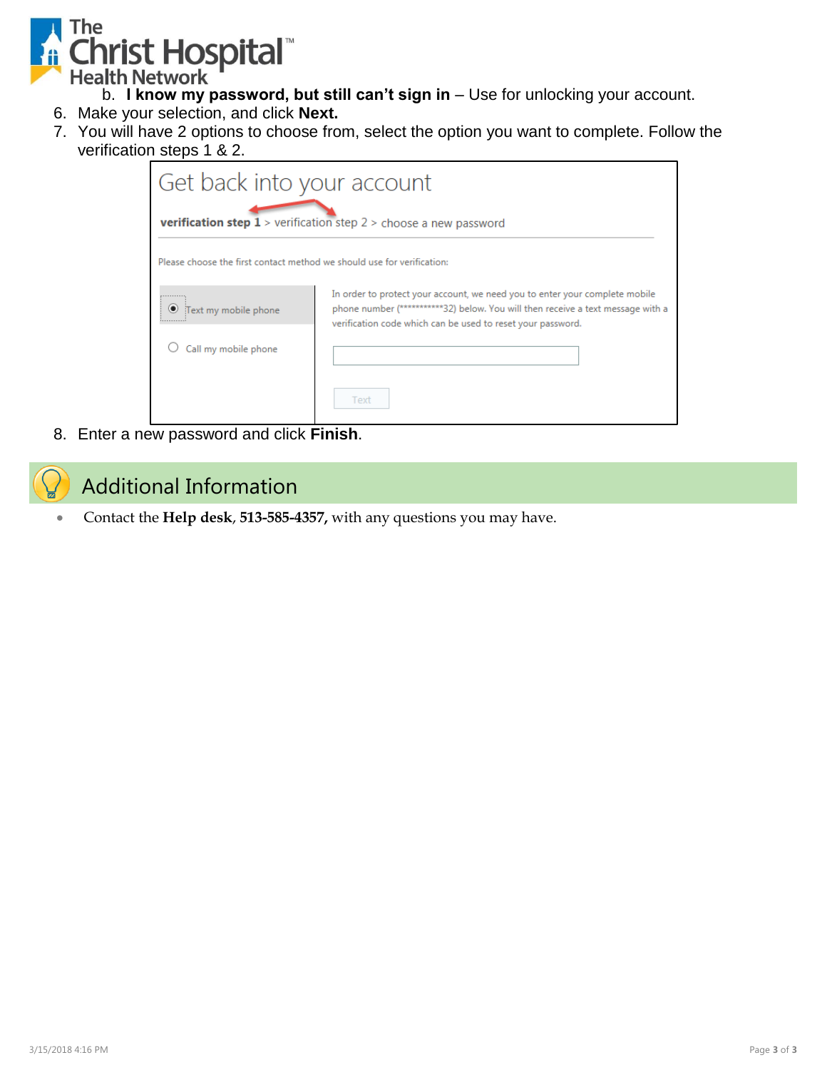b. **I know my password, but still can't sign in** – Use for unlocking your account.

6. Make your selection, and click **Next.**
7. You will have 2 options to choose from, select the option you want to complete. Follow the verification steps 1 & 2.

Get back into your account

**verification step 1** > verification step 2 > choose a new password

Please choose the first contact method we should use for verification:

- Text my mobile phone
- Call my mobile phone

In order to protect your account, we need you to enter your complete mobile phone number (***********32) below. You will then receive a text message with a verification code which can be used to reset your password.

Text

8. Enter a new password and click **Finish**.

## Additional Information

- Contact the **Help desk**, **513-585-4357,** with any questions you may have.